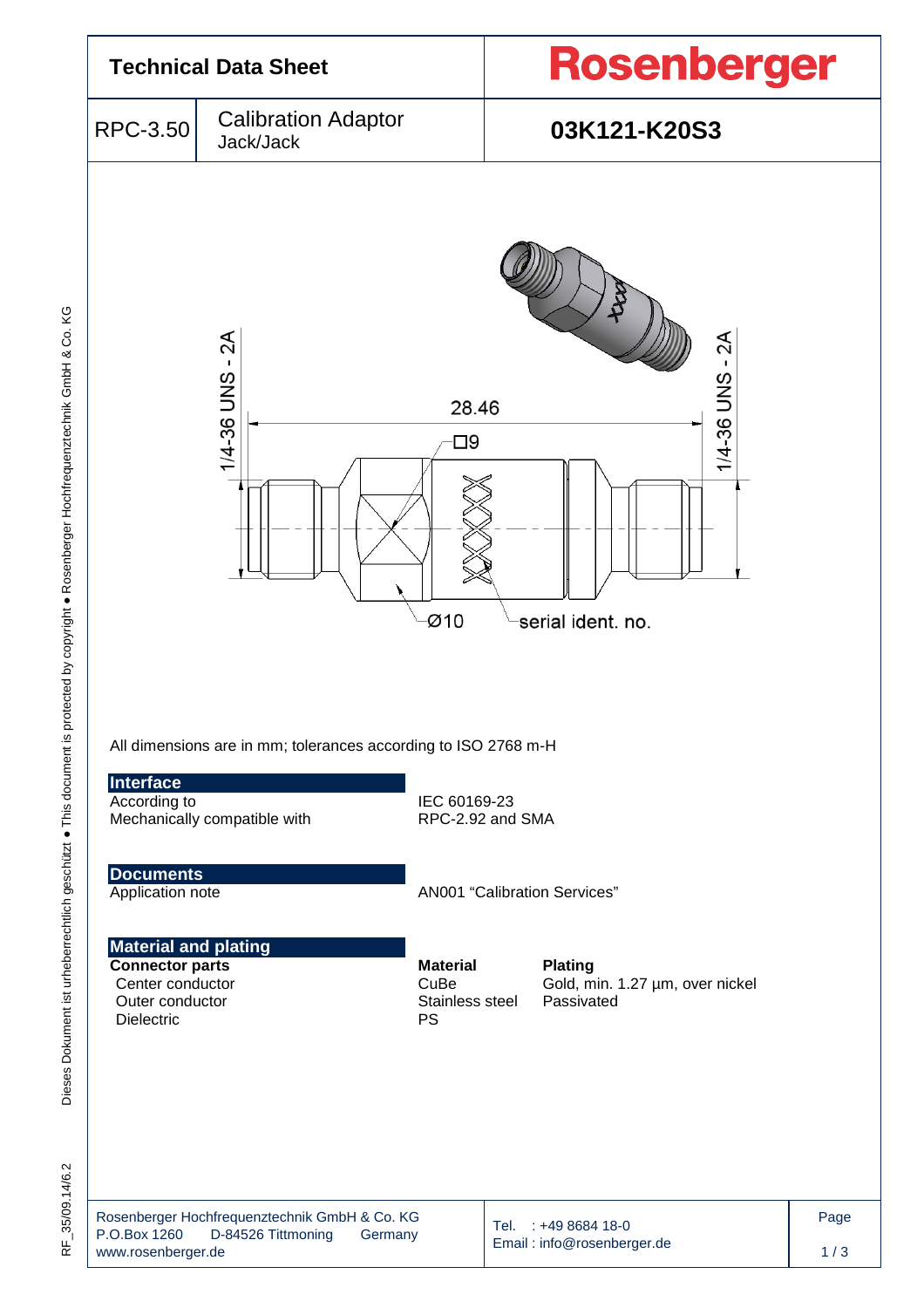# Technical Data Sheet

**Rosenberger**

| RPC-3.50 | Calibration Adaptor Jack/Jack | **03K121-K20S3** |
|---|---|---|

1/4-36 UNS - 2A

28.46

□9

1/4-36 UNS - 2A

Ø10

serial ident. no.

All dimensions are in mm; tolerances according to ISO 2768 m-H

## Interface

| | |
|---|---|
| According to | IEC 60169-23 |
| Mechanically compatible with | RPC-2.92 and SMA |

## Documents

| | |
|---|---|
| Application note | AN001 “Calibration Services” |

## Material and plating

| **Connector parts** | **Material** | **Plating** |
|---|---|---|
| Center conductor | CuBe | Gold, min. 1.27 µm, over nickel |
| Outer conductor | Stainless steel | Passivated |
| Dielectric | PS | |

Rosenberger Hochfrequenztechnik GmbH & Co. KG
P.O.Box 1260 D-84526 Tittmoning Germany
www.rosenberger.de

Tel. : +49 8684 18-0
Email : info@rosenberger.de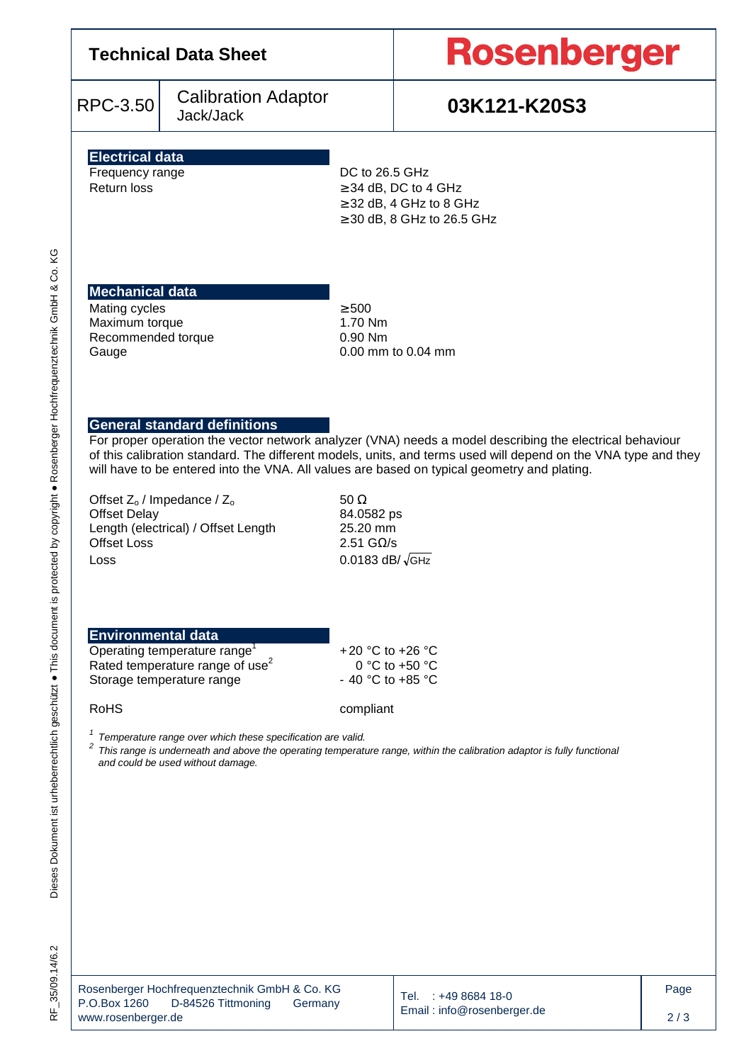# Technical Data Sheet

**Rosenberger**

| RPC-3.50 | Calibration Adaptor Jack/Jack | **03K121-K20S3** |
|---|---|---|

## Electrical data

| | |
|---|---|
| Frequency range | DC to 26.5 GHz |
| Return loss | ≥34 dB, DC to 4 GHz |
| | ≥32 dB, 4 GHz to 8 GHz |
| | ≥30 dB, 8 GHz to 26.5 GHz |

## Mechanical data

| | |
|---|---|
| Mating cycles | ≥500 |
| Maximum torque | 1.70 Nm |
| Recommended torque | 0.90 Nm |
| Gauge | 0.00 mm to 0.04 mm |

## General standard definitions

For proper operation the vector network analyzer (VNA) needs a model describing the electrical behaviour of this calibration standard. The different models, units, and terms used will depend on the VNA type and they will have to be entered into the VNA. All values are based on typical geometry and plating.

| | |
|---|---|
| Offset $Z_o$ / Impedance / $Z_o$ | 50 Ω |
| Offset Delay | 84.0582 ps |
| Length (electrical) / Offset Length | 25.20 mm |
| Offset Loss | 2.51 GΩ/s |
| Loss | 0.0183 dB/ $\sqrt{\text{GHz}}$ |

## Environmental data

| | |
|---|---|
| Operating temperature range[1] | +20 °C to +26 °C |
| Rated temperature range of use[2] | 0 °C to +50 °C |
| Storage temperature range | - 40 °C to +85 °C |
| RoHS | compliant |

*[1] Temperature range over which these specification are valid.*

*[2] This range is underneath and above the operating temperature range, within the calibration adaptor is fully functional and could be used without damage.*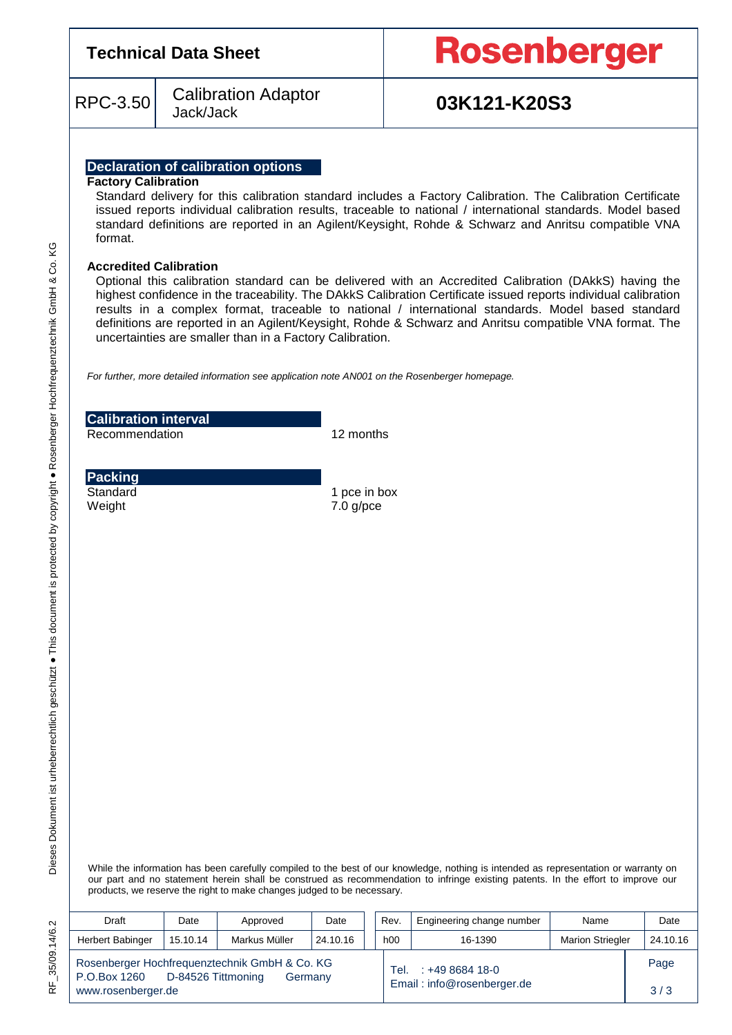## Declaration of calibration options

**Factory Calibration**

Standard delivery for this calibration standard includes a Factory Calibration. The Calibration Certificate issued reports individual calibration results, traceable to national / international standards. Model based standard definitions are reported in an Agilent/Keysight, Rohde & Schwarz and Anritsu compatible VNA format.

**Accredited Calibration**

Optional this calibration standard can be delivered with an Accredited Calibration (DAkkS) having the highest confidence in the traceability. The DAkkS Calibration Certificate issued reports individual calibration results in a complex format, traceable to national / international standards. Model based standard definitions are reported in an Agilent/Keysight, Rohde & Schwarz and Anritsu compatible VNA format. The uncertainties are smaller than in a Factory Calibration.

*For further, more detailed information see application note AN001 on the Rosenberger homepage.*

## Calibration interval

| | |
|---|---|
| Recommendation | 12 months |

## Packing

| | |
|---|---|
| Standard | 1 pce in box |
| Weight | 7.0 g/pce |

While the information has been carefully compiled to the best of our knowledge, nothing is intended as representation or warranty on our part and no statement herein shall be construed as recommendation to infringe existing patents. In the effort to improve our products, we reserve the right to make changes judged to be necessary.

| Draft | Date | Approved | Date | Rev. | Engineering change number | Name | Date |
|---|---|---|---|---|---|---|---|
| Herbert Babinger | 15.10.14 | Markus Müller | 24.10.16 | h00 | 16-1390 | Marion Striegler | 24.10.16 |